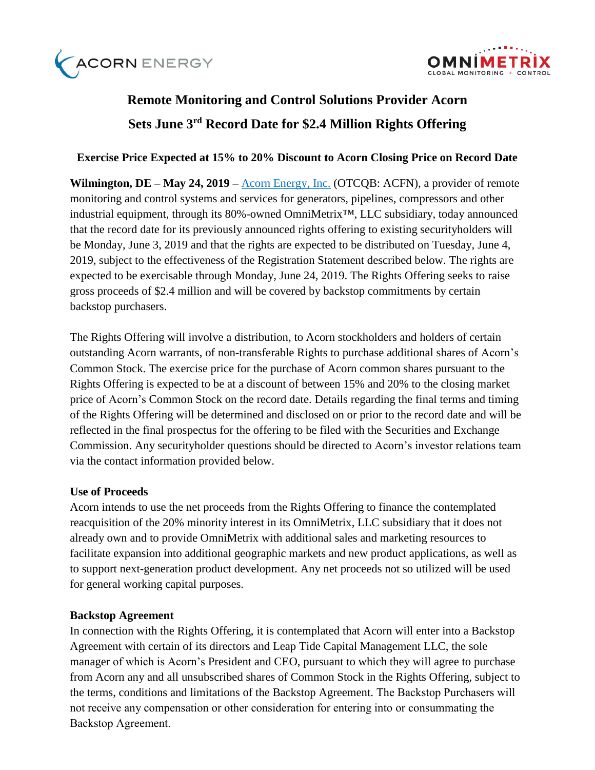# Remote Monitoring and Control Solutions Provider Acorn Sets June 3rd Record Date for $2.4 Million Rights Offering

### Exercise Price Expected at 15% to 20% Discount to Acorn Closing Price on Record Date

**Wilmington, DE – May 24, 2019 –** Acorn Energy, Inc. (OTCQB: ACFN), a provider of remote monitoring and control systems and services for generators, pipelines, compressors and other industrial equipment, through its 80%-owned OmniMetrix™, LLC subsidiary, today announced that the record date for its previously announced rights offering to existing securityholders will be Monday, June 3, 2019 and that the rights are expected to be distributed on Tuesday, June 4, 2019, subject to the effectiveness of the Registration Statement described below. The rights are expected to be exercisable through Monday, June 24, 2019. The Rights Offering seeks to raise gross proceeds of $2.4 million and will be covered by backstop commitments by certain backstop purchasers.

The Rights Offering will involve a distribution, to Acorn stockholders and holders of certain outstanding Acorn warrants, of non-transferable Rights to purchase additional shares of Acorn's Common Stock. The exercise price for the purchase of Acorn common shares pursuant to the Rights Offering is expected to be at a discount of between 15% and 20% to the closing market price of Acorn's Common Stock on the record date. Details regarding the final terms and timing of the Rights Offering will be determined and disclosed on or prior to the record date and will be reflected in the final prospectus for the offering to be filed with the Securities and Exchange Commission. Any securityholder questions should be directed to Acorn's investor relations team via the contact information provided below.

**Use of Proceeds**

Acorn intends to use the net proceeds from the Rights Offering to finance the contemplated reacquisition of the 20% minority interest in its OmniMetrix, LLC subsidiary that it does not already own and to provide OmniMetrix with additional sales and marketing resources to facilitate expansion into additional geographic markets and new product applications, as well as to support next-generation product development. Any net proceeds not so utilized will be used for general working capital purposes.

**Backstop Agreement**

In connection with the Rights Offering, it is contemplated that Acorn will enter into a Backstop Agreement with certain of its directors and Leap Tide Capital Management LLC, the sole manager of which is Acorn's President and CEO, pursuant to which they will agree to purchase from Acorn any and all unsubscribed shares of Common Stock in the Rights Offering, subject to the terms, conditions and limitations of the Backstop Agreement. The Backstop Purchasers will not receive any compensation or other consideration for entering into or consummating the Backstop Agreement.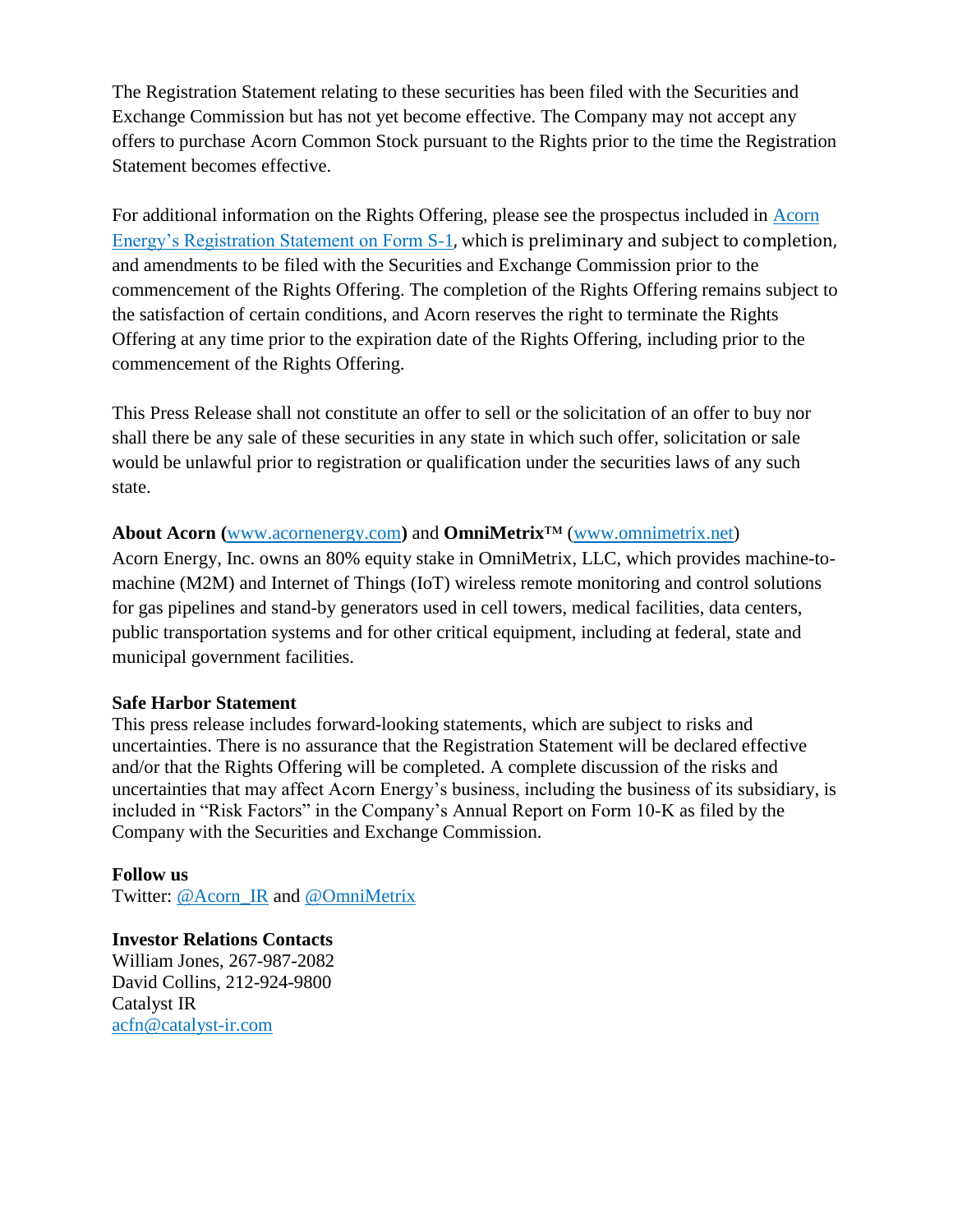The Registration Statement relating to these securities has been filed with the Securities and Exchange Commission but has not yet become effective. The Company may not accept any offers to purchase Acorn Common Stock pursuant to the Rights prior to the time the Registration Statement becomes effective.

For additional information on the Rights Offering, please see the prospectus included in Acorn Energy's Registration Statement on Form S-1, which is preliminary and subject to completion, and amendments to be filed with the Securities and Exchange Commission prior to the commencement of the Rights Offering. The completion of the Rights Offering remains subject to the satisfaction of certain conditions, and Acorn reserves the right to terminate the Rights Offering at any time prior to the expiration date of the Rights Offering, including prior to the commencement of the Rights Offering.

This Press Release shall not constitute an offer to sell or the solicitation of an offer to buy nor shall there be any sale of these securities in any state in which such offer, solicitation or sale would be unlawful prior to registration or qualification under the securities laws of any such state.

**About Acorn (**www.acornenergy.com**)** and **OmniMetrix™** (www.omnimetrix.net)
Acorn Energy, Inc. owns an 80% equity stake in OmniMetrix, LLC, which provides machine-to-machine (M2M) and Internet of Things (IoT) wireless remote monitoring and control solutions for gas pipelines and stand-by generators used in cell towers, medical facilities, data centers, public transportation systems and for other critical equipment, including at federal, state and municipal government facilities.

**Safe Harbor Statement**
This press release includes forward-looking statements, which are subject to risks and uncertainties. There is no assurance that the Registration Statement will be declared effective and/or that the Rights Offering will be completed. A complete discussion of the risks and uncertainties that may affect Acorn Energy's business, including the business of its subsidiary, is included in "Risk Factors" in the Company's Annual Report on Form 10-K as filed by the Company with the Securities and Exchange Commission.

**Follow us**
Twitter: @Acorn_IR and @OmniMetrix

**Investor Relations Contacts**
William Jones, 267-987-2082
David Collins, 212-924-9800
Catalyst IR
acfn@catalyst-ir.com